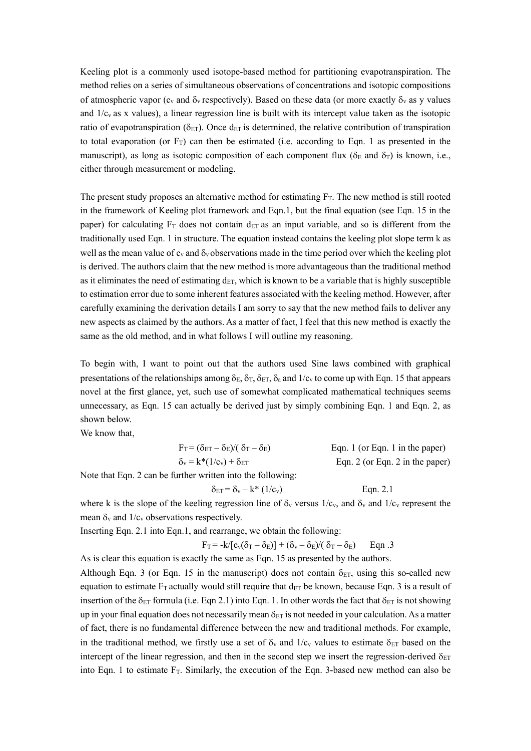Keeling plot is a commonly used isotope-based method for partitioning evapotranspiration. The method relies on a series of simultaneous observations of concentrations and isotopic compositions of atmospheric vapor ($c_v$ and $\delta_v$ respectively). Based on these data (or more exactly $\delta_v$ as y values and $1/c_v$ as x values), a linear regression line is built with its intercept value taken as the isotopic ratio of evapotranspiration ($\delta_{ET}$). Once $d_{ET}$ is determined, the relative contribution of transpiration to total evaporation (or $F_T$) can then be estimated (i.e. according to Eqn. 1 as presented in the manuscript), as long as isotopic composition of each component flux ($\delta_E$ and $\delta_T$) is known, i.e., either through measurement or modeling.

The present study proposes an alternative method for estimating $F_T$. The new method is still rooted in the framework of Keeling plot framework and Eqn.1, but the final equation (see Eqn. 15 in the paper) for calculating $F_T$ does not contain $d_{ET}$ as an input variable, and so is different from the traditionally used Eqn. 1 in structure. The equation instead contains the keeling plot slope term k as well as the mean value of $c_v$ and $\delta_v$ observations made in the time period over which the keeling plot is derived. The authors claim that the new method is more advantageous than the traditional method as it eliminates the need of estimating $d_{ET}$, which is known to be a variable that is highly susceptible to estimation error due to some inherent features associated with the keeling method. However, after carefully examining the derivation details I am sorry to say that the new method fails to deliver any new aspects as claimed by the authors. As a matter of fact, I feel that this new method is exactly the same as the old method, and in what follows I will outline my reasoning.

To begin with, I want to point out that the authors used Sine laws combined with graphical presentations of the relationships among $\delta_E$, $\delta_T$, $\delta_{ET}$, $\delta_a$ and $1/c_v$ to come up with Eqn. 15 that appears novel at the first glance, yet, such use of somewhat complicated mathematical techniques seems unnecessary, as Eqn. 15 can actually be derived just by simply combining Eqn. 1 and Eqn. 2, as shown below.

We know that,

$$F_T = (\delta_{ET} - \delta_E)/(\delta_T - \delta_E) \qquad \text{Eqn. 1 (or Eqn. 1 in the paper)}$$

$$\delta_v = k^*(1/c_v) + \delta_{ET} \qquad \text{Eqn. 2 (or Eqn. 2 in the paper)}$$

Note that Eqn. 2 can be further written into the following:

$$\delta_{ET} = \delta_v - k^* (1/c_v) \qquad \text{Eqn. 2.1}$$

where k is the slope of the keeling regression line of $\delta_v$ versus $1/c_v$, and $\delta_v$ and $1/c_v$ represent the mean $\delta_v$ and $1/c_v$ observations respectively.

Inserting Eqn. 2.1 into Eqn.1, and rearrange, we obtain the following:

$$F_T = -k/[c_v(\delta_T - \delta_E)] + (\delta_v - \delta_E)/(\delta_T - \delta_E) \qquad \text{Eqn .3}$$

As is clear this equation is exactly the same as Eqn. 15 as presented by the authors.

Although Eqn. 3 (or Eqn. 15 in the manuscript) does not contain $\delta_{ET}$, using this so-called new equation to estimate $F_T$ actually would still require that $d_{ET}$ be known, because Eqn. 3 is a result of insertion of the $\delta_{ET}$ formula (i.e. Eqn 2.1) into Eqn. 1. In other words the fact that $\delta_{ET}$ is not showing up in your final equation does not necessarily mean $\delta_{ET}$ is not needed in your calculation. As a matter of fact, there is no fundamental difference between the new and traditional methods. For example, in the traditional method, we firstly use a set of $\delta_v$ and $1/c_v$ values to estimate $\delta_{ET}$ based on the intercept of the linear regression, and then in the second step we insert the regression-derived $\delta_{ET}$ into Eqn. 1 to estimate $F_T$. Similarly, the execution of the Eqn. 3-based new method can also be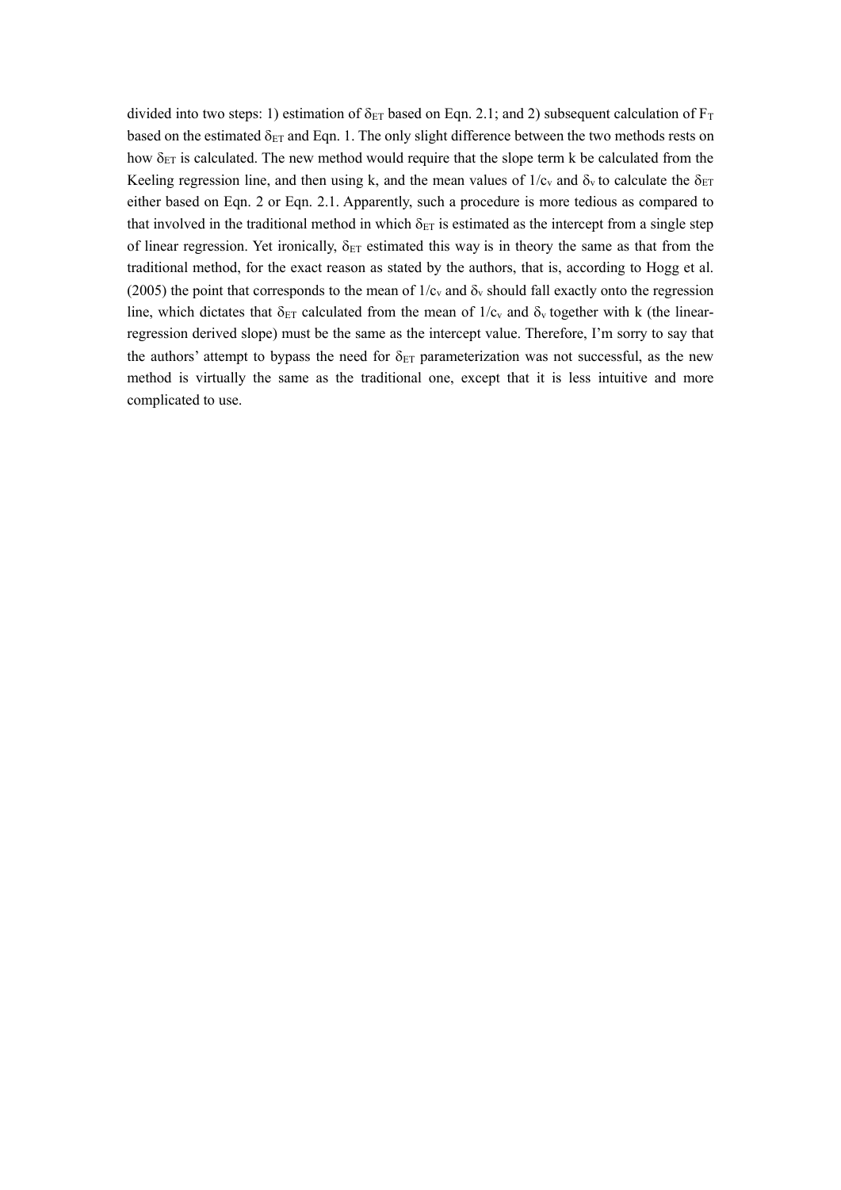divided into two steps: 1) estimation of $\delta_{ET}$ based on Eqn. 2.1; and 2) subsequent calculation of $F_T$ based on the estimated $\delta_{ET}$ and Eqn. 1. The only slight difference between the two methods rests on how $\delta_{ET}$ is calculated. The new method would require that the slope term k be calculated from the Keeling regression line, and then using k, and the mean values of $1/c_v$ and $\delta_v$ to calculate the $\delta_{ET}$ either based on Eqn. 2 or Eqn. 2.1. Apparently, such a procedure is more tedious as compared to that involved in the traditional method in which $\delta_{ET}$ is estimated as the intercept from a single step of linear regression. Yet ironically, $\delta_{ET}$ estimated this way is in theory the same as that from the traditional method, for the exact reason as stated by the authors, that is, according to Hogg et al. (2005) the point that corresponds to the mean of $1/c_v$ and $\delta_v$ should fall exactly onto the regression line, which dictates that $\delta_{ET}$ calculated from the mean of $1/c_v$ and $\delta_v$ together with k (the linear-regression derived slope) must be the same as the intercept value. Therefore, I'm sorry to say that the authors' attempt to bypass the need for $\delta_{ET}$ parameterization was not successful, as the new method is virtually the same as the traditional one, except that it is less intuitive and more complicated to use.